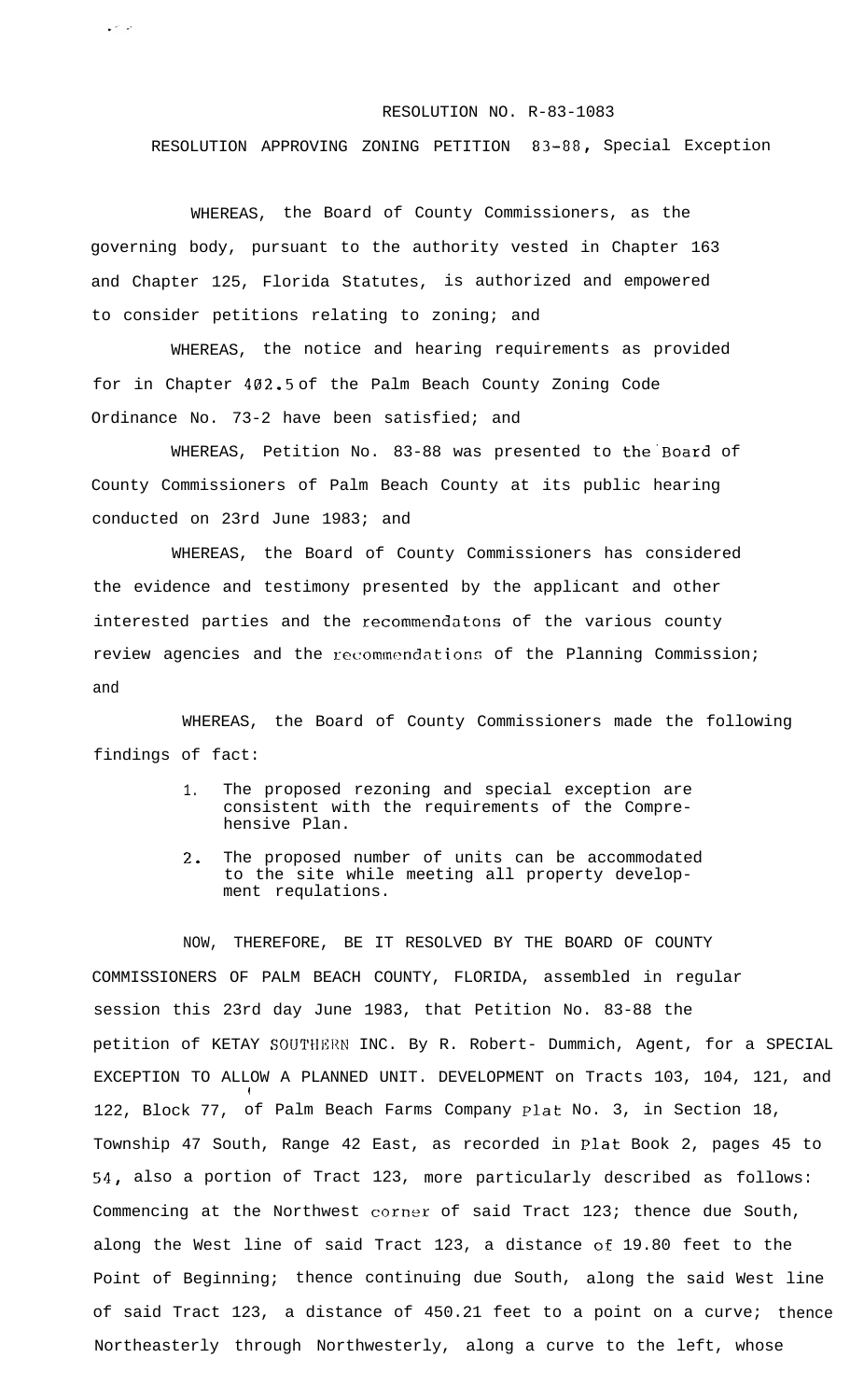RESOLUTION NO. R-83-1083

RESOLUTION APPROVING ZONING PETITION 83-88, Special Exception

WHEREAS, the Board of County Commissioners, as the governing body, pursuant to the authority vested in Chapter 163 and Chapter 125, Florida Statutes, is authorized and empowered to consider petitions relating to zoning; and

WHEREAS, the notice and hearing requirements as provided for in Chapter 402.5 of the Palm Beach County Zoning Code Ordinance No. 73-2 have been satisfied; and

WHEREAS, Petition No. 83-88 was presented to the Board of County Commissioners of Palm Beach County at its public hearing conducted on 23rd June 1983; and

WHEREAS, the Board of County Commissioners has considered the evidence and testimony presented by the applicant and other interested parties and the recommendatons of the various county review agencies and the recommendations of the Planning Commission; and

WHEREAS, the Board of County Commissioners made the following findings of fact:

1. The proposed rezoning and special exception are consistent with the requirements of the Comprehensive Plan.
2. The proposed number of units can be accommodated to the site while meeting all property development requlations.

NOW, THEREFORE, BE IT RESOLVED BY THE BOARD OF COUNTY COMMISSIONERS OF PALM BEACH COUNTY, FLORIDA, assembled in regular session this 23rd day June 1983, that Petition No. 83-88 the petition of KETAY SOUTHERN INC. By R. Robert- Dummich, Agent, for a SPECIAL EXCEPTION TO ALLOW A PLANNED UNIT. DEVELOPMENT on Tracts 103, 104, 121, and 122, Block 77, of Palm Beach Farms Company Plat No. 3, in Section 18, Township 47 South, Range 42 East, as recorded in Plat Book 2, pages 45 to 54, also a portion of Tract 123, more particularly described as follows: Commencing at the Northwest corner of said Tract 123; thence due South, along the West line of said Tract 123, a distance of 19.80 feet to the Point of Beginning; thence continuing due South, along the said West line of said Tract 123, a distance of 450.21 feet to a point on a curve; thence Northeasterly through Northwesterly, along a curve to the left, whose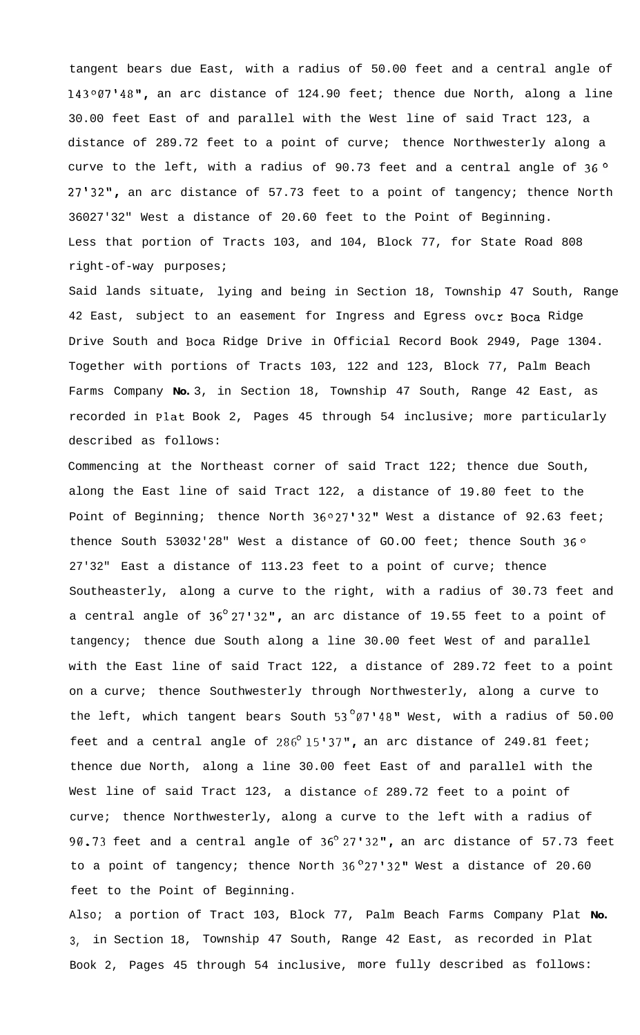tangent bears due East, with a radius of 50.00 feet and a central angle of 143°07'48", an arc distance of 124.90 feet; thence due North, along a line 30.00 feet East of and parallel with the West line of said Tract 123, a distance of 289.72 feet to a point of curve; thence Northwesterly along a curve to the left, with a radius of 90.73 feet and a central angle of 36° 27'32", an arc distance of 57.73 feet to a point of tangency; thence North 36027'32" West a distance of 20.60 feet to the Point of Beginning.

Less that portion of Tracts 103, and 104, Block 77, for State Road 808 right-of-way purposes;

Said lands situate, lying and being in Section 18, Township 47 South, Range 42 East, subject to an easement for Ingress and Egress ovcr Boca Ridge Drive South and Boca Ridge Drive in Official Record Book 2949, Page 1304.

Together with portions of Tracts 103, 122 and 123, Block 77, Palm Beach Farms Company **No.** 3, in Section 18, Township 47 South, Range 42 East, as recorded in Plat Book 2, Pages 45 through 54 inclusive; more particularly described as follows:

Commencing at the Northeast corner of said Tract 122; thence due South, along the East line of said Tract 122, a distance of 19.80 feet to the Point of Beginning; thence North 36°27'32" West a distance of 92.63 feet; thence South 53032'28" West a distance of GO.OO feet; thence South 36° 27'32" East a distance of 113.23 feet to a point of curve; thence Southeasterly, along a curve to the right, with a radius of 30.73 feet and a central angle of 36°27'32", an arc distance of 19.55 feet to a point of tangency; thence due South along a line 30.00 feet West of and parallel with the East line of said Tract 122, a distance of 289.72 feet to a point on a curve; thence Southwesterly through Northwesterly, along a curve to the left, which tangent bears South 53°07'48" West, with a radius of 50.00 feet and a central angle of 286°15'37", an arc distance of 249.81 feet; thence due North, along a line 30.00 feet East of and parallel with the West line of said Tract 123, a distance of 289.72 feet to a point of curve; thence Northwesterly, along a curve to the left with a radius of 90.73 feet and a central angle of 36°27'32", an arc distance of 57.73 feet to a point of tangency; thence North 36°27'32" West a distance of 20.60 feet to the Point of Beginning.

Also; a portion of Tract 103, Block 77, Palm Beach Farms Company Plat **No.** 3, in Section 18, Township 47 South, Range 42 East, as recorded in Plat Book 2, Pages 45 through 54 inclusive, more fully described as follows: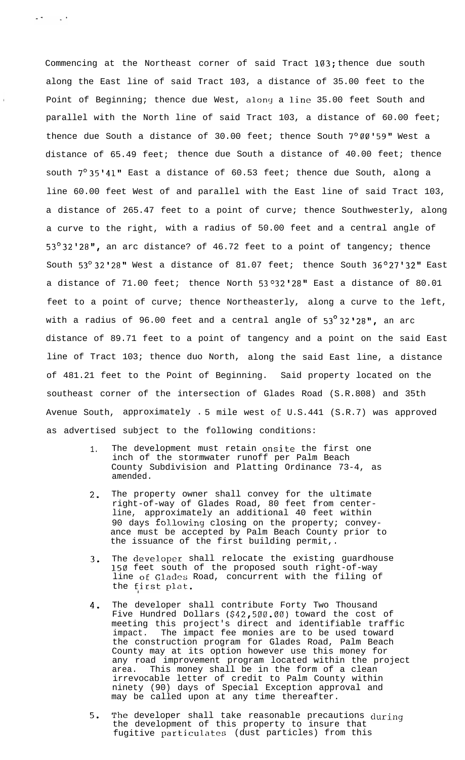Commencing at the Northeast corner of said Tract 103; thence due south along the East line of said Tract 103, a distance of 35.00 feet to the Point of Beginning; thence due West, along a line 35.00 feet South and parallel with the North line of said Tract 103, a distance of 60.00 feet; thence due South a distance of 30.00 feet; thence South 7°00'59" West a distance of 65.49 feet; thence due South a distance of 40.00 feet; thence south 7°35'41" East a distance of 60.53 feet; thence due South, along a line 60.00 feet West of and parallel with the East line of said Tract 103, a distance of 265.47 feet to a point of curve; thence Southwesterly, along a curve to the right, with a radius of 50.00 feet and a central angle of 53°32'28", an arc distance? of 46.72 feet to a point of tangency; thence South 53°32'28" West a distance of 81.07 feet; thence South 36°27'32" East a distance of 71.00 feet; thence North 53°32'28" East a distance of 80.01 feet to a point of curve; thence Northeasterly, along a curve to the left, with a radius of 96.00 feet and a central angle of 53°32'28", an arc distance of 89.71 feet to a point of tangency and a point on the said East line of Tract 103; thence duo North, along the said East line, a distance of 481.21 feet to the Point of Beginning. Said property located on the southeast corner of the intersection of Glades Road (S.R.808) and 35th Avenue South, approximately .5 mile west of U.S.441 (S.R.7) was approved as advertised subject to the following conditions:

1. The development must retain onsite the first one inch of the stormwater runoff per Palm Beach County Subdivision and Platting Ordinance 73-4, as amended.

2. The property owner shall convey for the ultimate right-of-way of Glades Road, 80 feet from centerline, approximately an additional 40 feet within 90 days following closing on the property; conveyance must be accepted by Palm Beach County prior to the issuance of the first building permit,.

3. The developer shall relocate the existing guardhouse 150 feet south of the proposed south right-of-way line of Glades Road, concurrent with the filing of the first plat.

4. The developer shall contribute Forty Two Thousand Five Hundred Dollars ($42,500.00) toward the cost of meeting this project's direct and identifiable traffic impact. The impact fee monies are to be used toward the construction program for Glades Road, Palm Beach County may at its option however use this money for any road improvement program located within the project area. This money shall be in the form of a clean irrevocable letter of credit to Palm County within ninety (90) days of Special Exception approval and may be called upon at any time thereafter.

5. The developer shall take reasonable precautions during the development of this property to insure that fugitive particulates (dust particles) from this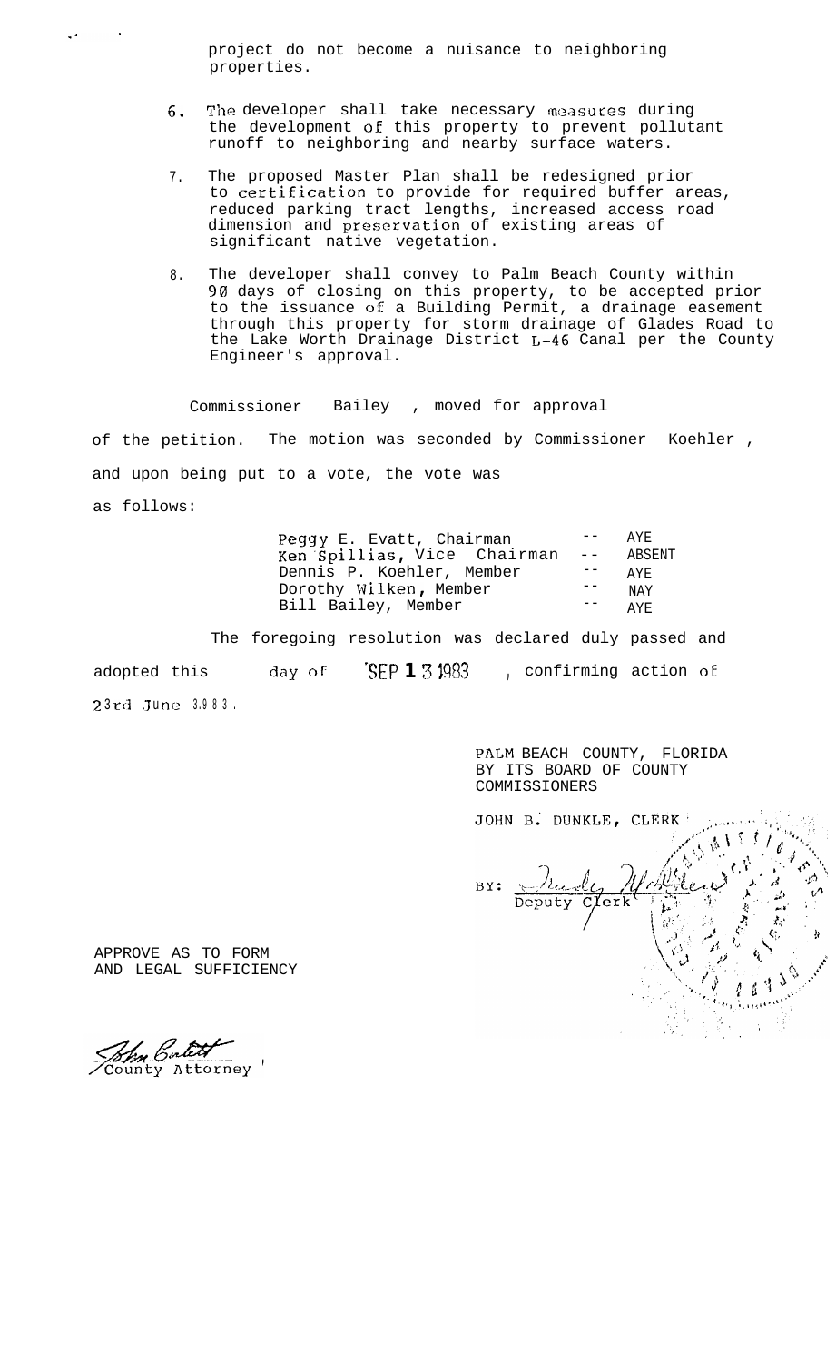project do not become a nuisance to neighboring properties.

6. The developer shall take necessary measures during the development of this property to prevent pollutant runoff to neighboring and nearby surface waters.

7. The proposed Master Plan shall be redesigned prior to certification to provide for required buffer areas, reduced parking tract lengths, increased access road dimension and preservation of existing areas of significant native vegetation.

8. The developer shall convey to Palm Beach County within 90 days of closing on this property, to be accepted prior to the issuance of a Building Permit, a drainage easement through this property for storm drainage of Glades Road to the Lake Worth Drainage District L-46 Canal per the County Engineer's approval.

Commissioner Bailey , moved for approval of the petition. The motion was seconded by Commissioner Koehler , and upon being put to a vote, the vote was as follows:

| | | |
|---|---|---|
| Peggy E. Evatt, Chairman | -- | AYE |
| Ken Spillias, Vice Chairman | -- | ABSENT |
| Dennis P. Koehler, Member | -- | AYE |
| Dorothy Wilken, Member | -- | NAY |
| Bill Bailey, Member | -- | AYE |

The foregoing resolution was declared duly passed and adopted this day of SEP 13 1983 , confirming action of 23rd June 1983.

PALM BEACH COUNTY, FLORIDA
BY ITS BOARD OF COUNTY COMMISSIONERS

JOHN B. DUNKLE, CLERK

BY: ____________________
Deputy Clerk

APPROVE AS TO FORM AND LEGAL SUFFICIENCY

____________________
County Attorney